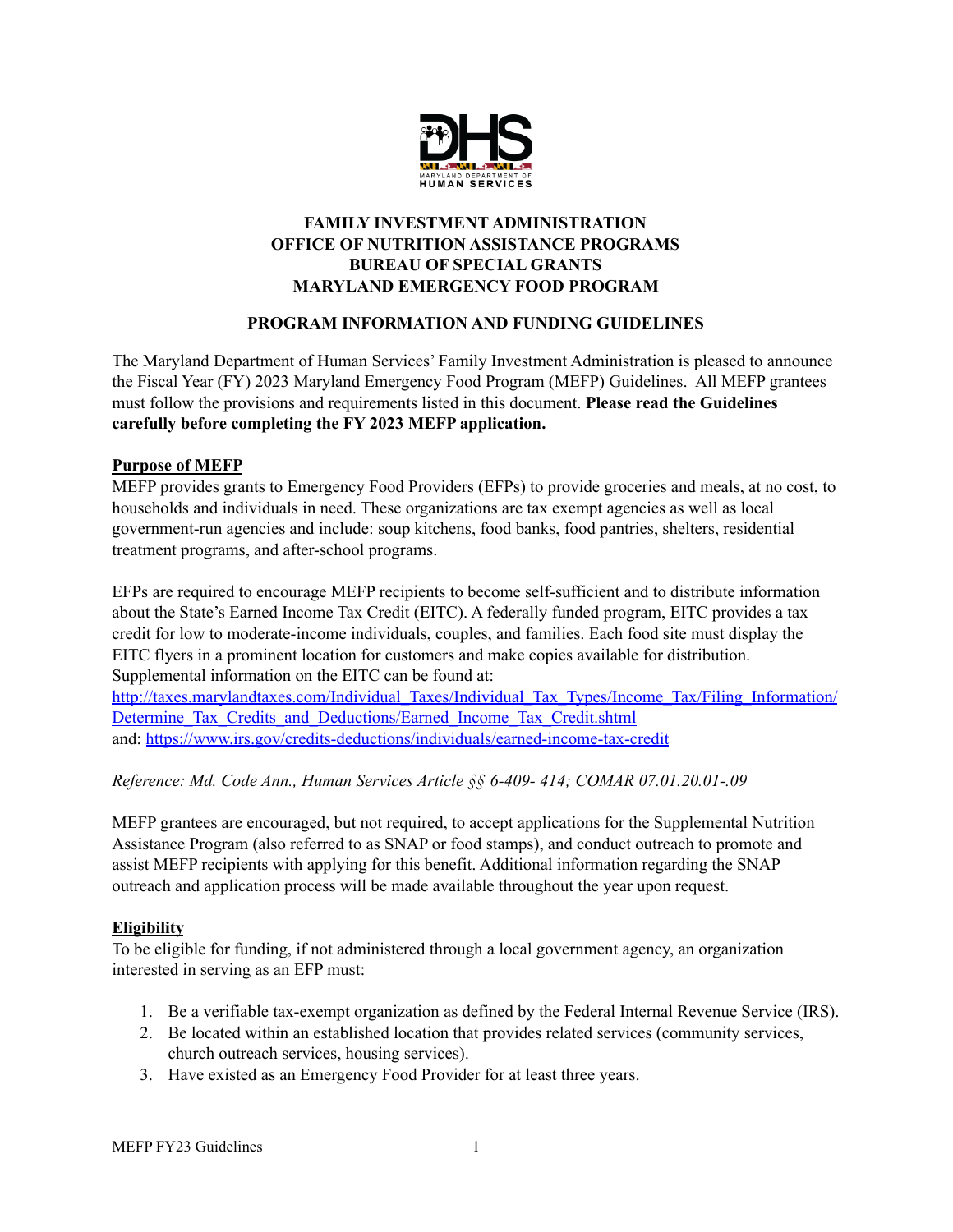**FAMILY INVESTMENT ADMINISTRATION**
**OFFICE OF NUTRITION ASSISTANCE PROGRAMS**
**BUREAU OF SPECIAL GRANTS**
**MARYLAND EMERGENCY FOOD PROGRAM**

**PROGRAM INFORMATION AND FUNDING GUIDELINES**

The Maryland Department of Human Services' Family Investment Administration is pleased to announce the Fiscal Year (FY) 2023 Maryland Emergency Food Program (MEFP) Guidelines. All MEFP grantees must follow the provisions and requirements listed in this document. **Please read the Guidelines carefully before completing the FY 2023 MEFP application.**

## Purpose of MEFP

MEFP provides grants to Emergency Food Providers (EFPs) to provide groceries and meals, at no cost, to households and individuals in need. These organizations are tax exempt agencies as well as local government-run agencies and include: soup kitchens, food banks, food pantries, shelters, residential treatment programs, and after-school programs.

EFPs are required to encourage MEFP recipients to become self-sufficient and to distribute information about the State's Earned Income Tax Credit (EITC). A federally funded program, EITC provides a tax credit for low to moderate-income individuals, couples, and families. Each food site must display the EITC flyers in a prominent location for customers and make copies available for distribution. Supplemental information on the EITC can be found at: http://taxes.marylandtaxes.com/Individual_Taxes/Individual_Tax_Types/Income_Tax/Filing_Information/Determine_Tax_Credits_and_Deductions/Earned_Income_Tax_Credit.shtml
and: https://www.irs.gov/credits-deductions/individuals/earned-income-tax-credit

*Reference: Md. Code Ann., Human Services Article §§ 6-409- 414; COMAR 07.01.20.01-.09*

MEFP grantees are encouraged, but not required, to accept applications for the Supplemental Nutrition Assistance Program (also referred to as SNAP or food stamps), and conduct outreach to promote and assist MEFP recipients with applying for this benefit. Additional information regarding the SNAP outreach and application process will be made available throughout the year upon request.

## Eligibility

To be eligible for funding, if not administered through a local government agency, an organization interested in serving as an EFP must:

1. Be a verifiable tax-exempt organization as defined by the Federal Internal Revenue Service (IRS).
2. Be located within an established location that provides related services (community services, church outreach services, housing services).
3. Have existed as an Emergency Food Provider for at least three years.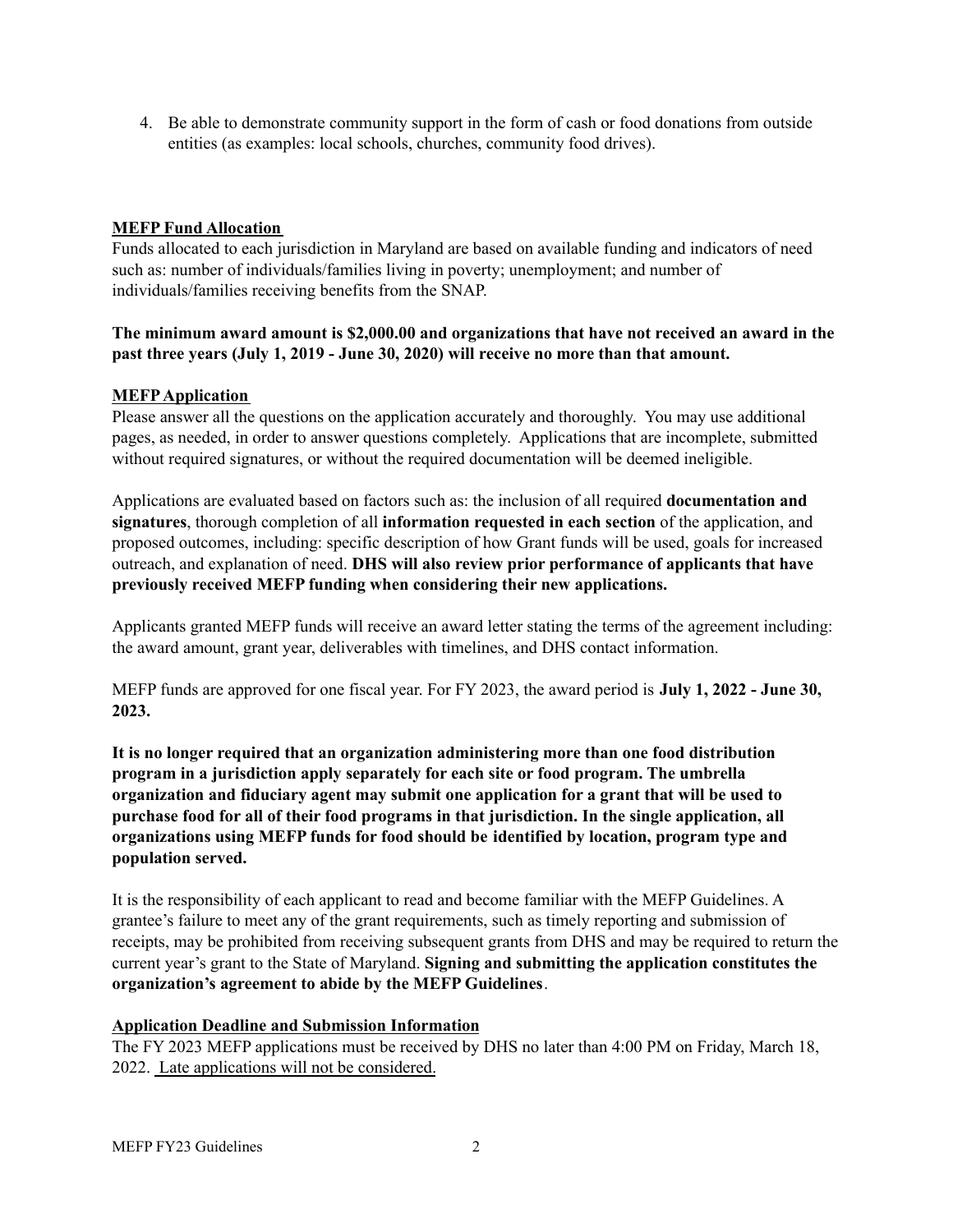4. Be able to demonstrate community support in the form of cash or food donations from outside entities (as examples: local schools, churches, community food drives).

**MEFP Fund Allocation**

Funds allocated to each jurisdiction in Maryland are based on available funding and indicators of need such as: number of individuals/families living in poverty; unemployment; and number of individuals/families receiving benefits from the SNAP.

**The minimum award amount is $2,000.00 and organizations that have not received an award in the past three years (July 1, 2019 - June 30, 2020) will receive no more than that amount.**

**MEFP Application**

Please answer all the questions on the application accurately and thoroughly. You may use additional pages, as needed, in order to answer questions completely. Applications that are incomplete, submitted without required signatures, or without the required documentation will be deemed ineligible.

Applications are evaluated based on factors such as: the inclusion of all required **documentation and signatures**, thorough completion of all **information requested in each section** of the application, and proposed outcomes, including: specific description of how Grant funds will be used, goals for increased outreach, and explanation of need. **DHS will also review prior performance of applicants that have previously received MEFP funding when considering their new applications.**

Applicants granted MEFP funds will receive an award letter stating the terms of the agreement including: the award amount, grant year, deliverables with timelines, and DHS contact information.

MEFP funds are approved for one fiscal year. For FY 2023, the award period is **July 1, 2022 - June 30, 2023.**

**It is no longer required that an organization administering more than one food distribution program in a jurisdiction apply separately for each site or food program. The umbrella organization and fiduciary agent may submit one application for a grant that will be used to purchase food for all of their food programs in that jurisdiction. In the single application, all organizations using MEFP funds for food should be identified by location, program type and population served.**

It is the responsibility of each applicant to read and become familiar with the MEFP Guidelines. A grantee's failure to meet any of the grant requirements, such as timely reporting and submission of receipts, may be prohibited from receiving subsequent grants from DHS and may be required to return the current year's grant to the State of Maryland. **Signing and submitting the application constitutes the organization's agreement to abide by the MEFP Guidelines**.

**Application Deadline and Submission Information**

The FY 2023 MEFP applications must be received by DHS no later than 4:00 PM on Friday, March 18, 2022. Late applications will not be considered.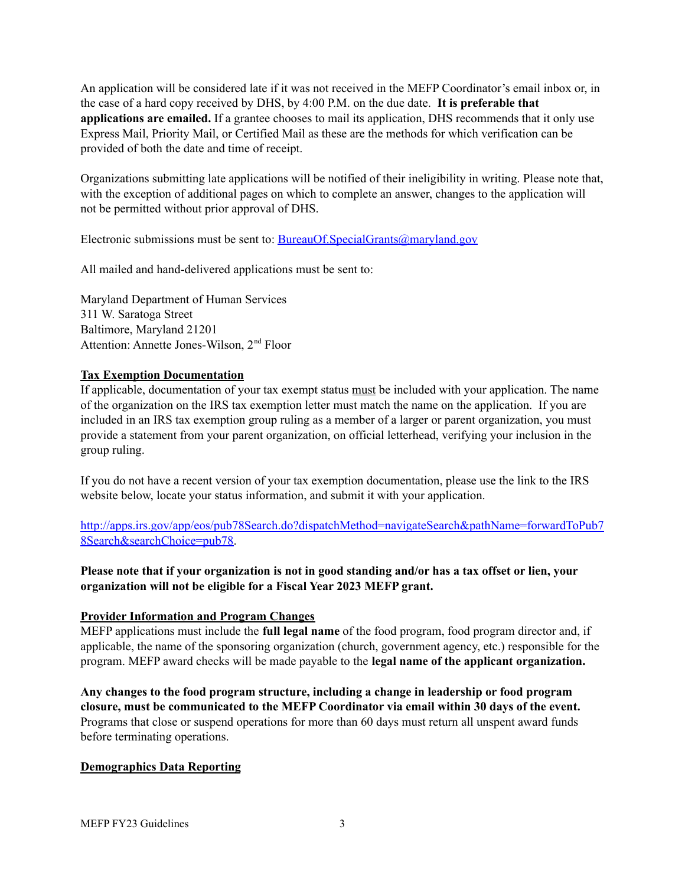An application will be considered late if it was not received in the MEFP Coordinator's email inbox or, in the case of a hard copy received by DHS, by 4:00 P.M. on the due date. **It is preferable that applications are emailed.** If a grantee chooses to mail its application, DHS recommends that it only use Express Mail, Priority Mail, or Certified Mail as these are the methods for which verification can be provided of both the date and time of receipt.

Organizations submitting late applications will be notified of their ineligibility in writing. Please note that, with the exception of additional pages on which to complete an answer, changes to the application will not be permitted without prior approval of DHS.

Electronic submissions must be sent to: [BureauOf.SpecialGrants@maryland.gov](mailto:BureauOf.SpecialGrants@maryland.gov)

All mailed and hand-delivered applications must be sent to:

Maryland Department of Human Services
311 W. Saratoga Street
Baltimore, Maryland 21201
Attention: Annette Jones-Wilson, 2nd Floor

**Tax Exemption Documentation**

If applicable, documentation of your tax exempt status must be included with your application. The name of the organization on the IRS tax exemption letter must match the name on the application. If you are included in an IRS tax exemption group ruling as a member of a larger or parent organization, you must provide a statement from your parent organization, on official letterhead, verifying your inclusion in the group ruling.

If you do not have a recent version of your tax exemption documentation, please use the link to the IRS website below, locate your status information, and submit it with your application.

[http://apps.irs.gov/app/eos/pub78Search.do?dispatchMethod=navigateSearch&pathName=forwardToPub78Search&searchChoice=pub78](http://apps.irs.gov/app/eos/pub78Search.do?dispatchMethod=navigateSearch&pathName=forwardToPub78Search&searchChoice=pub78).

**Please note that if your organization is not in good standing and/or has a tax offset or lien, your organization will not be eligible for a Fiscal Year 2023 MEFP grant.**

**Provider Information and Program Changes**

MEFP applications must include the **full legal name** of the food program, food program director and, if applicable, the name of the sponsoring organization (church, government agency, etc.) responsible for the program. MEFP award checks will be made payable to the **legal name of the applicant organization.**

**Any changes to the food program structure, including a change in leadership or food program closure, must be communicated to the MEFP Coordinator via email within 30 days of the event.** Programs that close or suspend operations for more than 60 days must return all unspent award funds before terminating operations.

**Demographics Data Reporting**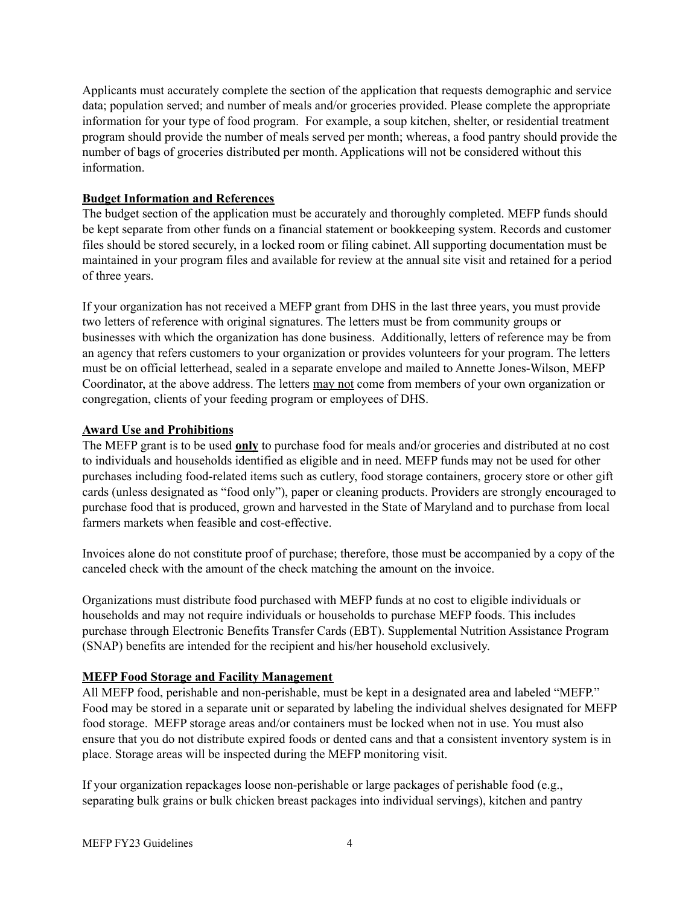Applicants must accurately complete the section of the application that requests demographic and service data; population served; and number of meals and/or groceries provided. Please complete the appropriate information for your type of food program. For example, a soup kitchen, shelter, or residential treatment program should provide the number of meals served per month; whereas, a food pantry should provide the number of bags of groceries distributed per month. Applications will not be considered without this information.

**Budget Information and References**

The budget section of the application must be accurately and thoroughly completed. MEFP funds should be kept separate from other funds on a financial statement or bookkeeping system. Records and customer files should be stored securely, in a locked room or filing cabinet. All supporting documentation must be maintained in your program files and available for review at the annual site visit and retained for a period of three years.

If your organization has not received a MEFP grant from DHS in the last three years, you must provide two letters of reference with original signatures. The letters must be from community groups or businesses with which the organization has done business. Additionally, letters of reference may be from an agency that refers customers to your organization or provides volunteers for your program. The letters must be on official letterhead, sealed in a separate envelope and mailed to Annette Jones-Wilson, MEFP Coordinator, at the above address. The letters may not come from members of your own organization or congregation, clients of your feeding program or employees of DHS.

**Award Use and Prohibitions**

The MEFP grant is to be used **only** to purchase food for meals and/or groceries and distributed at no cost to individuals and households identified as eligible and in need. MEFP funds may not be used for other purchases including food-related items such as cutlery, food storage containers, grocery store or other gift cards (unless designated as "food only"), paper or cleaning products. Providers are strongly encouraged to purchase food that is produced, grown and harvested in the State of Maryland and to purchase from local farmers markets when feasible and cost-effective.

Invoices alone do not constitute proof of purchase; therefore, those must be accompanied by a copy of the canceled check with the amount of the check matching the amount on the invoice.

Organizations must distribute food purchased with MEFP funds at no cost to eligible individuals or households and may not require individuals or households to purchase MEFP foods. This includes purchase through Electronic Benefits Transfer Cards (EBT). Supplemental Nutrition Assistance Program (SNAP) benefits are intended for the recipient and his/her household exclusively.

**MEFP Food Storage and Facility Management**

All MEFP food, perishable and non-perishable, must be kept in a designated area and labeled "MEFP." Food may be stored in a separate unit or separated by labeling the individual shelves designated for MEFP food storage. MEFP storage areas and/or containers must be locked when not in use. You must also ensure that you do not distribute expired foods or dented cans and that a consistent inventory system is in place. Storage areas will be inspected during the MEFP monitoring visit.

If your organization repackages loose non-perishable or large packages of perishable food (e.g., separating bulk grains or bulk chicken breast packages into individual servings), kitchen and pantry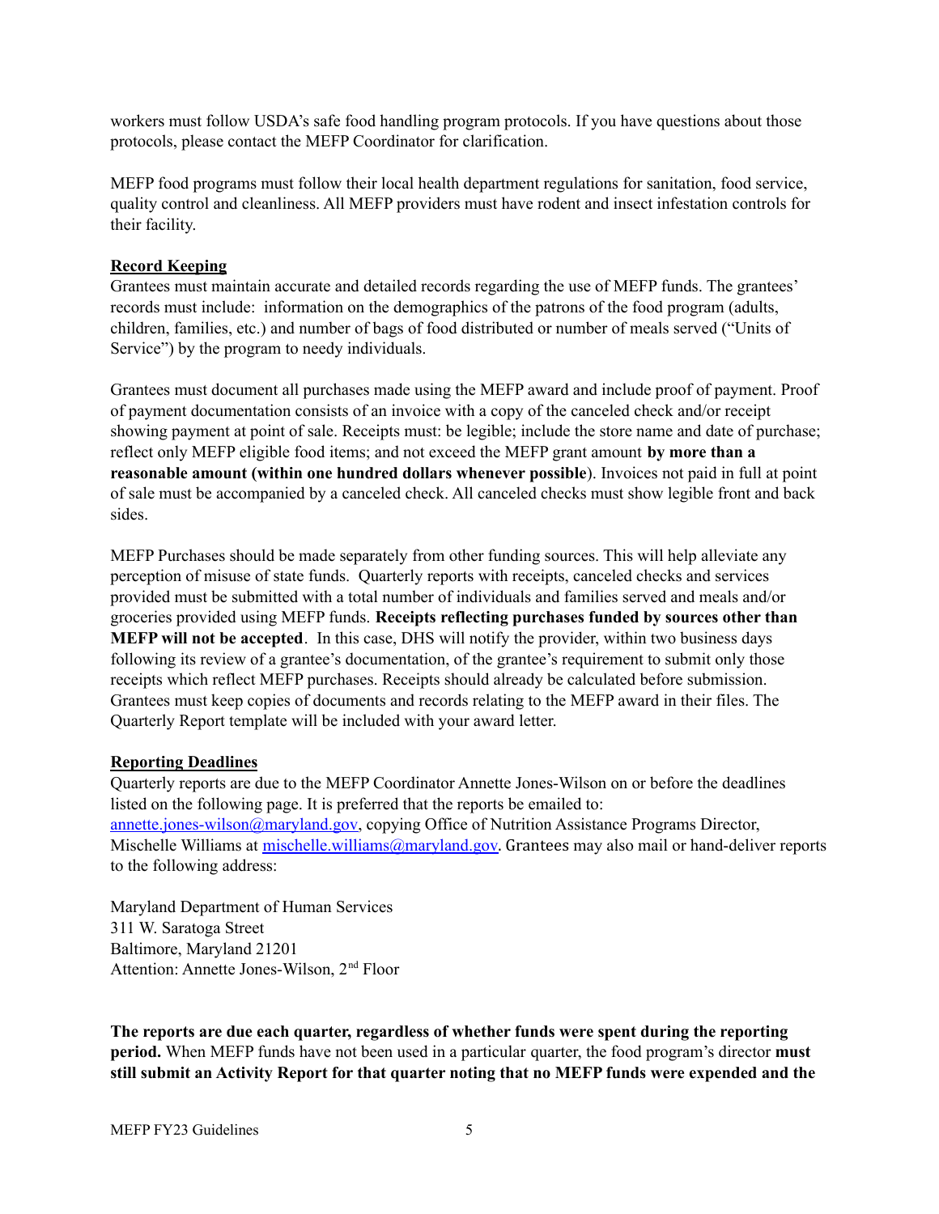workers must follow USDA's safe food handling program protocols. If you have questions about those protocols, please contact the MEFP Coordinator for clarification.

MEFP food programs must follow their local health department regulations for sanitation, food service, quality control and cleanliness. All MEFP providers must have rodent and insect infestation controls for their facility.

## Record Keeping

Grantees must maintain accurate and detailed records regarding the use of MEFP funds. The grantees' records must include: information on the demographics of the patrons of the food program (adults, children, families, etc.) and number of bags of food distributed or number of meals served ("Units of Service") by the program to needy individuals.

Grantees must document all purchases made using the MEFP award and include proof of payment. Proof of payment documentation consists of an invoice with a copy of the canceled check and/or receipt showing payment at point of sale. Receipts must: be legible; include the store name and date of purchase; reflect only MEFP eligible food items; and not exceed the MEFP grant amount **by more than a reasonable amount (within one hundred dollars whenever possible**). Invoices not paid in full at point of sale must be accompanied by a canceled check. All canceled checks must show legible front and back sides.

MEFP Purchases should be made separately from other funding sources. This will help alleviate any perception of misuse of state funds. Quarterly reports with receipts, canceled checks and services provided must be submitted with a total number of individuals and families served and meals and/or groceries provided using MEFP funds. **Receipts reflecting purchases funded by sources other than MEFP will not be accepted**. In this case, DHS will notify the provider, within two business days following its review of a grantee's documentation, of the grantee's requirement to submit only those receipts which reflect MEFP purchases. Receipts should already be calculated before submission. Grantees must keep copies of documents and records relating to the MEFP award in their files. The Quarterly Report template will be included with your award letter.

## Reporting Deadlines

Quarterly reports are due to the MEFP Coordinator Annette Jones-Wilson on or before the deadlines listed on the following page. It is preferred that the reports be emailed to: annette.jones-wilson@maryland.gov, copying Office of Nutrition Assistance Programs Director, Mischelle Williams at mischelle.williams@maryland.gov. Grantees may also mail or hand-deliver reports to the following address:

Maryland Department of Human Services
311 W. Saratoga Street
Baltimore, Maryland 21201
Attention: Annette Jones-Wilson, 2nd Floor

**The reports are due each quarter, regardless of whether funds were spent during the reporting period.** When MEFP funds have not been used in a particular quarter, the food program's director **must still submit an Activity Report for that quarter noting that no MEFP funds were expended and the**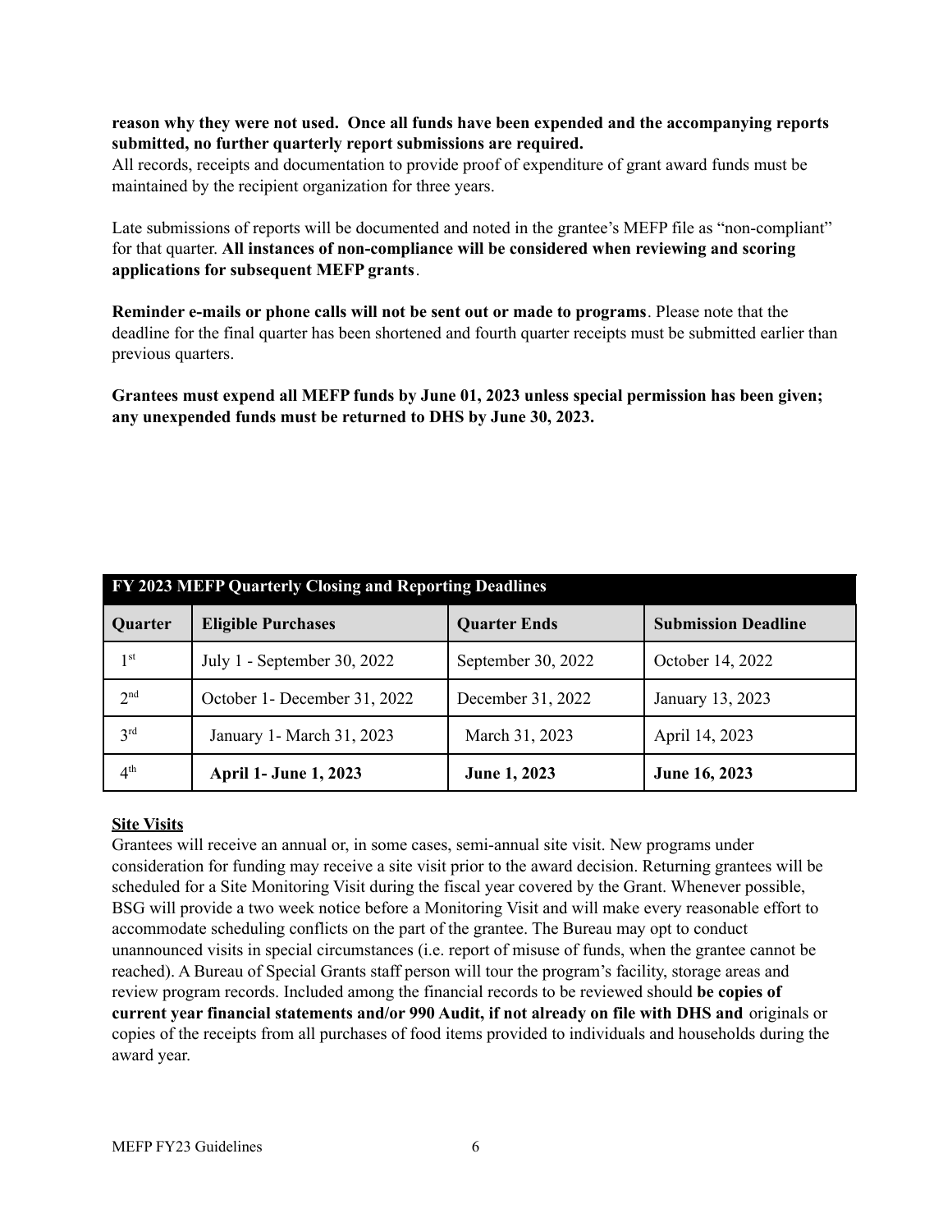**reason why they were not used. Once all funds have been expended and the accompanying reports submitted, no further quarterly report submissions are required.**
All records, receipts and documentation to provide proof of expenditure of grant award funds must be maintained by the recipient organization for three years.

Late submissions of reports will be documented and noted in the grantee's MEFP file as "non-compliant" for that quarter. **All instances of non-compliance will be considered when reviewing and scoring applications for subsequent MEFP grants**.

**Reminder e-mails or phone calls will not be sent out or made to programs**. Please note that the deadline for the final quarter has been shortened and fourth quarter receipts must be submitted earlier than previous quarters.

**Grantees must expend all MEFP funds by June 01, 2023 unless special permission has been given; any unexpended funds must be returned to DHS by June 30, 2023.**

| FY 2023 MEFP Quarterly Closing and Reporting Deadlines | | | |
|---|---|---|---|
| **Quarter** | **Eligible Purchases** | **Quarter Ends** | **Submission Deadline** |
| 1st | July 1 - September 30, 2022 | September 30, 2022 | October 14, 2022 |
| 2nd | October 1- December 31, 2022 | December 31, 2022 | January 13, 2023 |
| 3rd | January 1- March 31, 2023 | March 31, 2023 | April 14, 2023 |
| 4th | **April 1- June 1, 2023** | **June 1, 2023** | **June 16, 2023** |

**Site Visits**

Grantees will receive an annual or, in some cases, semi-annual site visit. New programs under consideration for funding may receive a site visit prior to the award decision. Returning grantees will be scheduled for a Site Monitoring Visit during the fiscal year covered by the Grant. Whenever possible, BSG will provide a two week notice before a Monitoring Visit and will make every reasonable effort to accommodate scheduling conflicts on the part of the grantee. The Bureau may opt to conduct unannounced visits in special circumstances (i.e. report of misuse of funds, when the grantee cannot be reached). A Bureau of Special Grants staff person will tour the program's facility, storage areas and review program records. Included among the financial records to be reviewed should **be copies of current year financial statements and/or 990 Audit, if not already on file with DHS and** originals or copies of the receipts from all purchases of food items provided to individuals and households during the award year.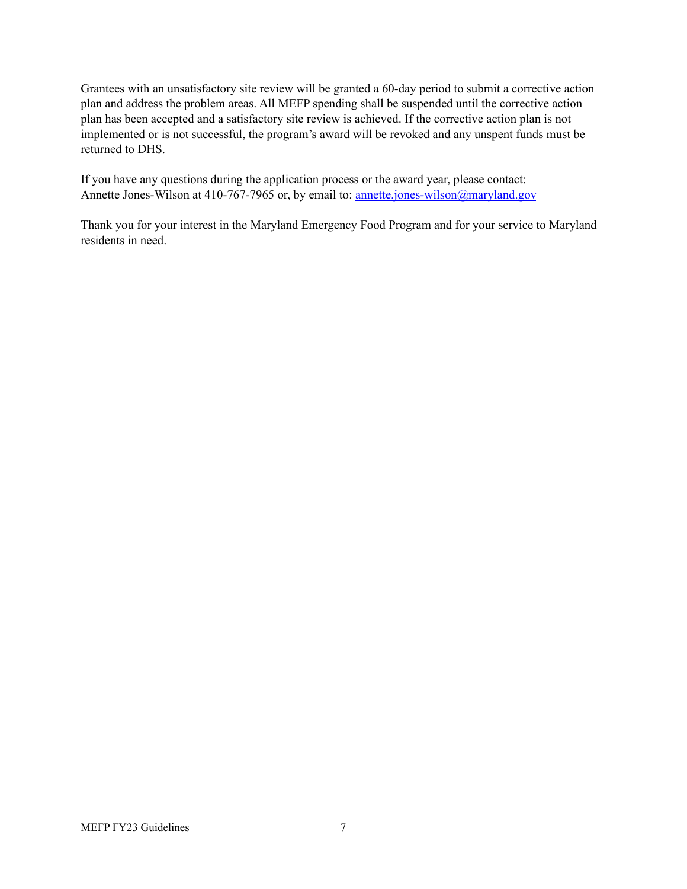Grantees with an unsatisfactory site review will be granted a 60-day period to submit a corrective action plan and address the problem areas. All MEFP spending shall be suspended until the corrective action plan has been accepted and a satisfactory site review is achieved. If the corrective action plan is not implemented or is not successful, the program's award will be revoked and any unspent funds must be returned to DHS.

If you have any questions during the application process or the award year, please contact:
Annette Jones-Wilson at 410-767-7965 or, by email to: annette.jones-wilson@maryland.gov

Thank you for your interest in the Maryland Emergency Food Program and for your service to Maryland residents in need.